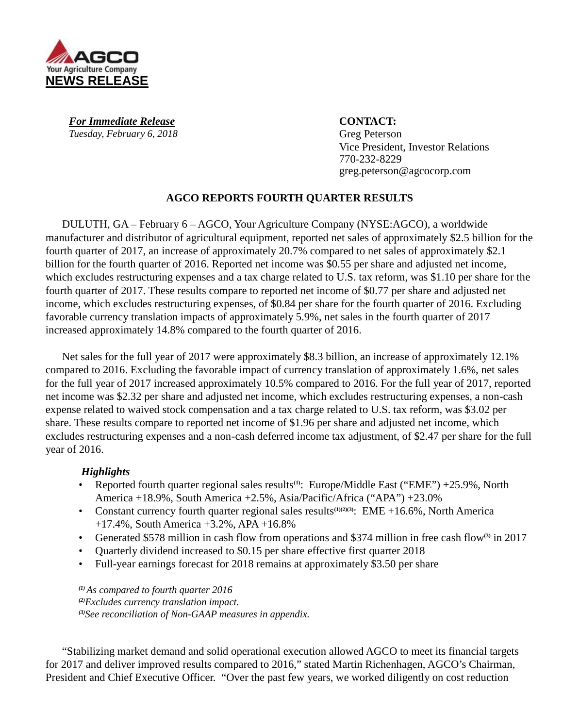AGCO
Your Agriculture Company
**NEWS RELEASE**

***For Immediate Release***
*Tuesday, February 6, 2018*

**CONTACT:**
Greg Peterson
Vice President, Investor Relations
770-232-8229
greg.peterson@agcocorp.com

## AGCO REPORTS FOURTH QUARTER RESULTS

DULUTH, GA – February 6 – AGCO, Your Agriculture Company (NYSE:AGCO), a worldwide manufacturer and distributor of agricultural equipment, reported net sales of approximately $2.5 billion for the fourth quarter of 2017, an increase of approximately 20.7% compared to net sales of approximately $2.1 billion for the fourth quarter of 2016. Reported net income was $0.55 per share and adjusted net income, which excludes restructuring expenses and a tax charge related to U.S. tax reform, was $1.10 per share for the fourth quarter of 2017. These results compare to reported net income of $0.77 per share and adjusted net income, which excludes restructuring expenses, of $0.84 per share for the fourth quarter of 2016. Excluding favorable currency translation impacts of approximately 5.9%, net sales in the fourth quarter of 2017 increased approximately 14.8% compared to the fourth quarter of 2016.

Net sales for the full year of 2017 were approximately $8.3 billion, an increase of approximately 12.1% compared to 2016. Excluding the favorable impact of currency translation of approximately 1.6%, net sales for the full year of 2017 increased approximately 10.5% compared to 2016. For the full year of 2017, reported net income was $2.32 per share and adjusted net income, which excludes restructuring expenses, a non-cash expense related to waived stock compensation and a tax charge related to U.S. tax reform, was $3.02 per share. These results compare to reported net income of $1.96 per share and adjusted net income, which excludes restructuring expenses and a non-cash deferred income tax adjustment, of $2.47 per share for the full year of 2016.

***Highlights***

- Reported fourth quarter regional sales results[(1)]: Europe/Middle East ("EME") +25.9%, North America +18.9%, South America +2.5%, Asia/Pacific/Africa ("APA") +23.0%
- Constant currency fourth quarter regional sales results[(1)(2)(3)]: EME +16.6%, North America +17.4%, South America +3.2%, APA +16.8%
- Generated $578 million in cash flow from operations and $374 million in free cash flow[(3)] in 2017
- Quarterly dividend increased to $0.15 per share effective first quarter 2018
- Full-year earnings forecast for 2018 remains at approximately $3.50 per share

*[(1)] As compared to fourth quarter 2016*
*[(2)] Excludes currency translation impact.*
*[(3)] See reconciliation of Non-GAAP measures in appendix.*

"Stabilizing market demand and solid operational execution allowed AGCO to meet its financial targets for 2017 and deliver improved results compared to 2016," stated Martin Richenhagen, AGCO's Chairman, President and Chief Executive Officer. "Over the past few years, we worked diligently on cost reduction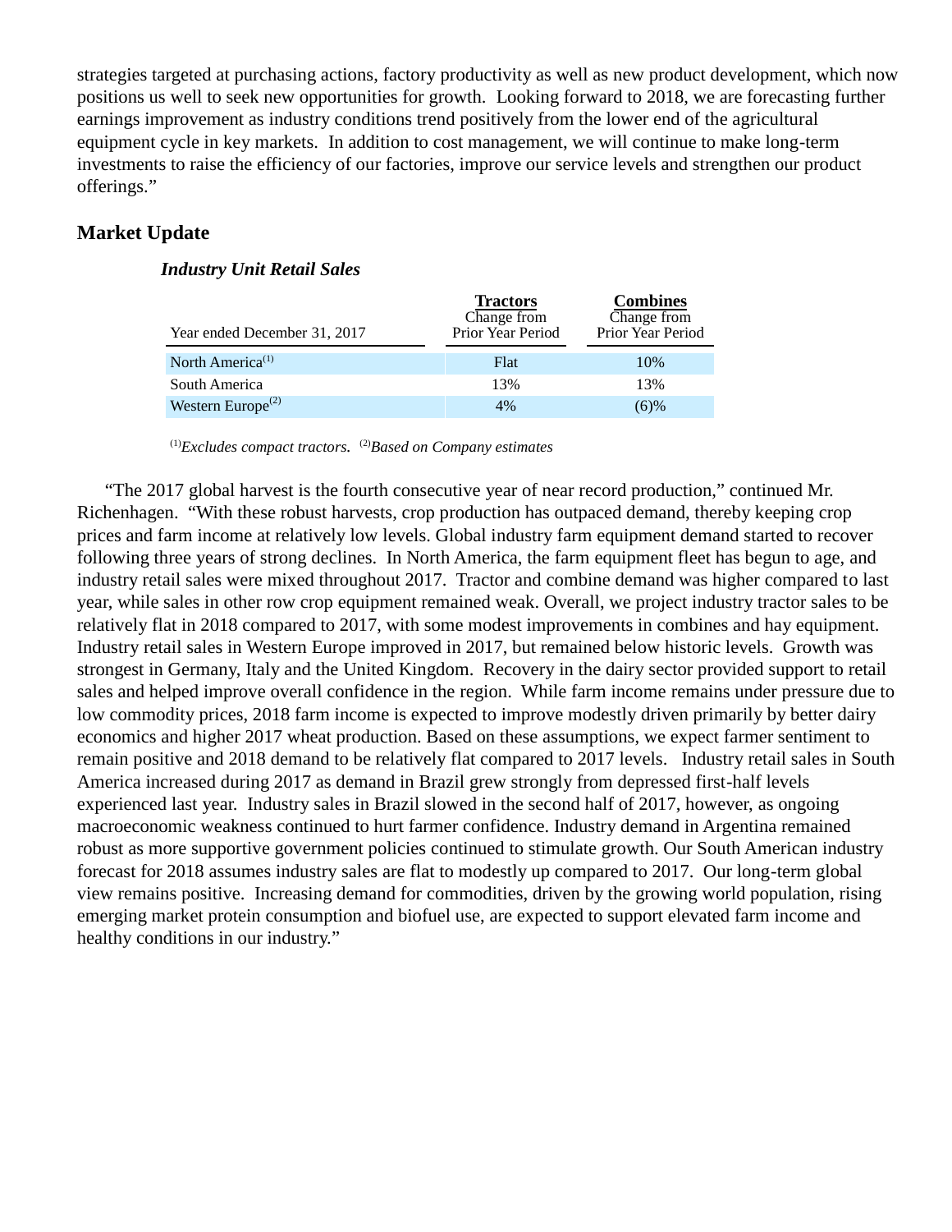strategies targeted at purchasing actions, factory productivity as well as new product development, which now positions us well to seek new opportunities for growth. Looking forward to 2018, we are forecasting further earnings improvement as industry conditions trend positively from the lower end of the agricultural equipment cycle in key markets. In addition to cost management, we will continue to make long-term investments to raise the efficiency of our factories, improve our service levels and strengthen our product offerings."

## Market Update

### *Industry Unit Retail Sales*

| Year ended December 31, 2017 | Tractors Change from Prior Year Period | Combines Change from Prior Year Period |
|---|---|---|
| North America[1] | Flat | 10% |
| South America | 13% | 13% |
| Western Europe[2] | 4% | (6)% |

[1]*Excludes compact tractors.* [2]*Based on Company estimates*

"The 2017 global harvest is the fourth consecutive year of near record production," continued Mr. Richenhagen. "With these robust harvests, crop production has outpaced demand, thereby keeping crop prices and farm income at relatively low levels. Global industry farm equipment demand started to recover following three years of strong declines. In North America, the farm equipment fleet has begun to age, and industry retail sales were mixed throughout 2017. Tractor and combine demand was higher compared to last year, while sales in other row crop equipment remained weak. Overall, we project industry tractor sales to be relatively flat in 2018 compared to 2017, with some modest improvements in combines and hay equipment. Industry retail sales in Western Europe improved in 2017, but remained below historic levels. Growth was strongest in Germany, Italy and the United Kingdom. Recovery in the dairy sector provided support to retail sales and helped improve overall confidence in the region. While farm income remains under pressure due to low commodity prices, 2018 farm income is expected to improve modestly driven primarily by better dairy economics and higher 2017 wheat production. Based on these assumptions, we expect farmer sentiment to remain positive and 2018 demand to be relatively flat compared to 2017 levels. Industry retail sales in South America increased during 2017 as demand in Brazil grew strongly from depressed first-half levels experienced last year. Industry sales in Brazil slowed in the second half of 2017, however, as ongoing macroeconomic weakness continued to hurt farmer confidence. Industry demand in Argentina remained robust as more supportive government policies continued to stimulate growth. Our South American industry forecast for 2018 assumes industry sales are flat to modestly up compared to 2017. Our long-term global view remains positive. Increasing demand for commodities, driven by the growing world population, rising emerging market protein consumption and biofuel use, are expected to support elevated farm income and healthy conditions in our industry."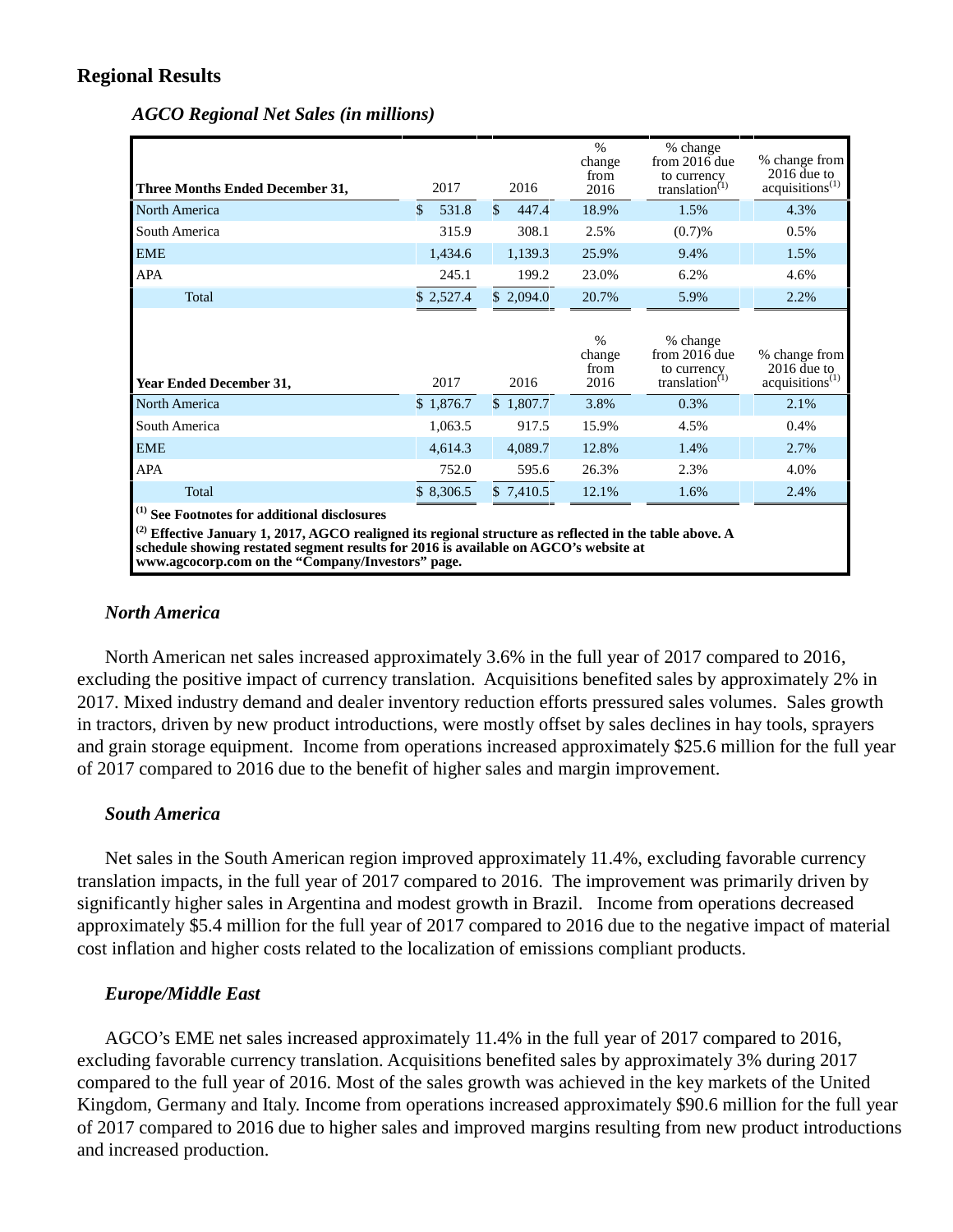## Regional Results

***AGCO Regional Net Sales (in millions)***

| Three Months Ended December 31, | 2017 | 2016 | % change from 2016 | % change from 2016 due to currency translation[(1)] | % change from 2016 due to acquisitions[(1)] |
|---|---|---|---|---|---|
| North America | $ 531.8 | $ 447.4 | 18.9% | 1.5% | 4.3% |
| South America | 315.9 | 308.1 | 2.5% | (0.7)% | 0.5% |
| EME | 1,434.6 | 1,139.3 | 25.9% | 9.4% | 1.5% |
| APA | 245.1 | 199.2 | 23.0% | 6.2% | 4.6% |
| Total | $ 2,527.4 | $ 2,094.0 | 20.7% | 5.9% | 2.2% |
| **Year Ended December 31,** | **2017** | **2016** | **% change from 2016** | **% change from 2016 due to currency translation[(1)]** | **% change from 2016 due to acquisitions[(1)]** |
| North America | $ 1,876.7 | $ 1,807.7 | 3.8% | 0.3% | 2.1% |
| South America | 1,063.5 | 917.5 | 15.9% | 4.5% | 0.4% |
| EME | 4,614.3 | 4,089.7 | 12.8% | 1.4% | 2.7% |
| APA | 752.0 | 595.6 | 26.3% | 2.3% | 4.0% |
| Total | $ 8,306.5 | $ 7,410.5 | 12.1% | 1.6% | 2.4% |

**[(1)] See Footnotes for additional disclosures**

**[(2)] Effective January 1, 2017, AGCO realigned its regional structure as reflected in the table above. A schedule showing restated segment results for 2016 is available on AGCO's website at www.agcocorp.com on the "Company/Investors" page.**

***North America***

North American net sales increased approximately 3.6% in the full year of 2017 compared to 2016, excluding the positive impact of currency translation. Acquisitions benefited sales by approximately 2% in 2017. Mixed industry demand and dealer inventory reduction efforts pressured sales volumes. Sales growth in tractors, driven by new product introductions, were mostly offset by sales declines in hay tools, sprayers and grain storage equipment. Income from operations increased approximately $25.6 million for the full year of 2017 compared to 2016 due to the benefit of higher sales and margin improvement.

***South America***

Net sales in the South American region improved approximately 11.4%, excluding favorable currency translation impacts, in the full year of 2017 compared to 2016. The improvement was primarily driven by significantly higher sales in Argentina and modest growth in Brazil. Income from operations decreased approximately $5.4 million for the full year of 2017 compared to 2016 due to the negative impact of material cost inflation and higher costs related to the localization of emissions compliant products.

***Europe/Middle East***

AGCO's EME net sales increased approximately 11.4% in the full year of 2017 compared to 2016, excluding favorable currency translation. Acquisitions benefited sales by approximately 3% during 2017 compared to the full year of 2016. Most of the sales growth was achieved in the key markets of the United Kingdom, Germany and Italy. Income from operations increased approximately $90.6 million for the full year of 2017 compared to 2016 due to higher sales and improved margins resulting from new product introductions and increased production.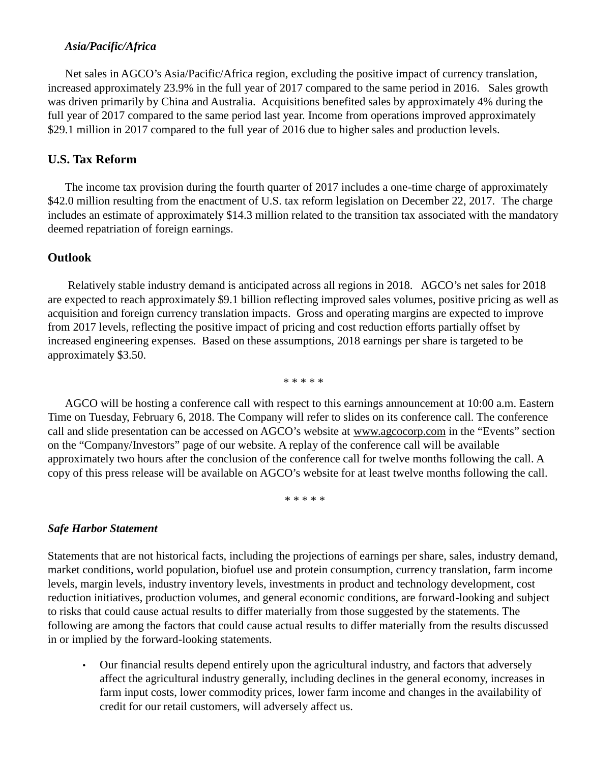***Asia/Pacific/Africa***

Net sales in AGCO's Asia/Pacific/Africa region, excluding the positive impact of currency translation, increased approximately 23.9% in the full year of 2017 compared to the same period in 2016. Sales growth was driven primarily by China and Australia. Acquisitions benefited sales by approximately 4% during the full year of 2017 compared to the same period last year. Income from operations improved approximately $29.1 million in 2017 compared to the full year of 2016 due to higher sales and production levels.

## U.S. Tax Reform

The income tax provision during the fourth quarter of 2017 includes a one-time charge of approximately $42.0 million resulting from the enactment of U.S. tax reform legislation on December 22, 2017. The charge includes an estimate of approximately $14.3 million related to the transition tax associated with the mandatory deemed repatriation of foreign earnings.

## Outlook

Relatively stable industry demand is anticipated across all regions in 2018. AGCO's net sales for 2018 are expected to reach approximately $9.1 billion reflecting improved sales volumes, positive pricing as well as acquisition and foreign currency translation impacts. Gross and operating margins are expected to improve from 2017 levels, reflecting the positive impact of pricing and cost reduction efforts partially offset by increased engineering expenses. Based on these assumptions, 2018 earnings per share is targeted to be approximately $3.50.

\* \* \* \* \*

AGCO will be hosting a conference call with respect to this earnings announcement at 10:00 a.m. Eastern Time on Tuesday, February 6, 2018. The Company will refer to slides on its conference call. The conference call and slide presentation can be accessed on AGCO's website at www.agcocorp.com in the "Events" section on the "Company/Investors" page of our website. A replay of the conference call will be available approximately two hours after the conclusion of the conference call for twelve months following the call. A copy of this press release will be available on AGCO's website for at least twelve months following the call.

\* \* \* \* \*

***Safe Harbor Statement***

Statements that are not historical facts, including the projections of earnings per share, sales, industry demand, market conditions, world population, biofuel use and protein consumption, currency translation, farm income levels, margin levels, industry inventory levels, investments in product and technology development, cost reduction initiatives, production volumes, and general economic conditions, are forward-looking and subject to risks that could cause actual results to differ materially from those suggested by the statements. The following are among the factors that could cause actual results to differ materially from the results discussed in or implied by the forward-looking statements.

- Our financial results depend entirely upon the agricultural industry, and factors that adversely affect the agricultural industry generally, including declines in the general economy, increases in farm input costs, lower commodity prices, lower farm income and changes in the availability of credit for our retail customers, will adversely affect us.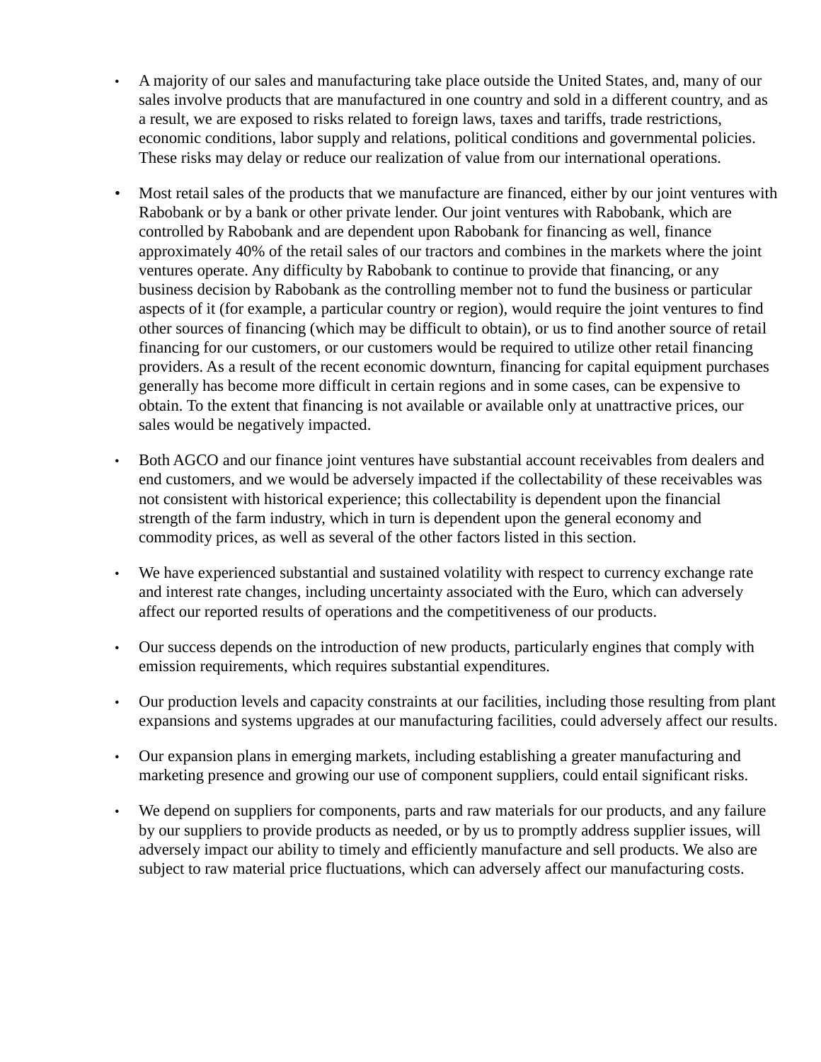- A majority of our sales and manufacturing take place outside the United States, and, many of our sales involve products that are manufactured in one country and sold in a different country, and as a result, we are exposed to risks related to foreign laws, taxes and tariffs, trade restrictions, economic conditions, labor supply and relations, political conditions and governmental policies. These risks may delay or reduce our realization of value from our international operations.

- Most retail sales of the products that we manufacture are financed, either by our joint ventures with Rabobank or by a bank or other private lender. Our joint ventures with Rabobank, which are controlled by Rabobank and are dependent upon Rabobank for financing as well, finance approximately 40% of the retail sales of our tractors and combines in the markets where the joint ventures operate. Any difficulty by Rabobank to continue to provide that financing, or any business decision by Rabobank as the controlling member not to fund the business or particular aspects of it (for example, a particular country or region), would require the joint ventures to find other sources of financing (which may be difficult to obtain), or us to find another source of retail financing for our customers, or our customers would be required to utilize other retail financing providers. As a result of the recent economic downturn, financing for capital equipment purchases generally has become more difficult in certain regions and in some cases, can be expensive to obtain. To the extent that financing is not available or available only at unattractive prices, our sales would be negatively impacted.

- Both AGCO and our finance joint ventures have substantial account receivables from dealers and end customers, and we would be adversely impacted if the collectability of these receivables was not consistent with historical experience; this collectability is dependent upon the financial strength of the farm industry, which in turn is dependent upon the general economy and commodity prices, as well as several of the other factors listed in this section.

- We have experienced substantial and sustained volatility with respect to currency exchange rate and interest rate changes, including uncertainty associated with the Euro, which can adversely affect our reported results of operations and the competitiveness of our products.

- Our success depends on the introduction of new products, particularly engines that comply with emission requirements, which requires substantial expenditures.

- Our production levels and capacity constraints at our facilities, including those resulting from plant expansions and systems upgrades at our manufacturing facilities, could adversely affect our results.

- Our expansion plans in emerging markets, including establishing a greater manufacturing and marketing presence and growing our use of component suppliers, could entail significant risks.

- We depend on suppliers for components, parts and raw materials for our products, and any failure by our suppliers to provide products as needed, or by us to promptly address supplier issues, will adversely impact our ability to timely and efficiently manufacture and sell products. We also are subject to raw material price fluctuations, which can adversely affect our manufacturing costs.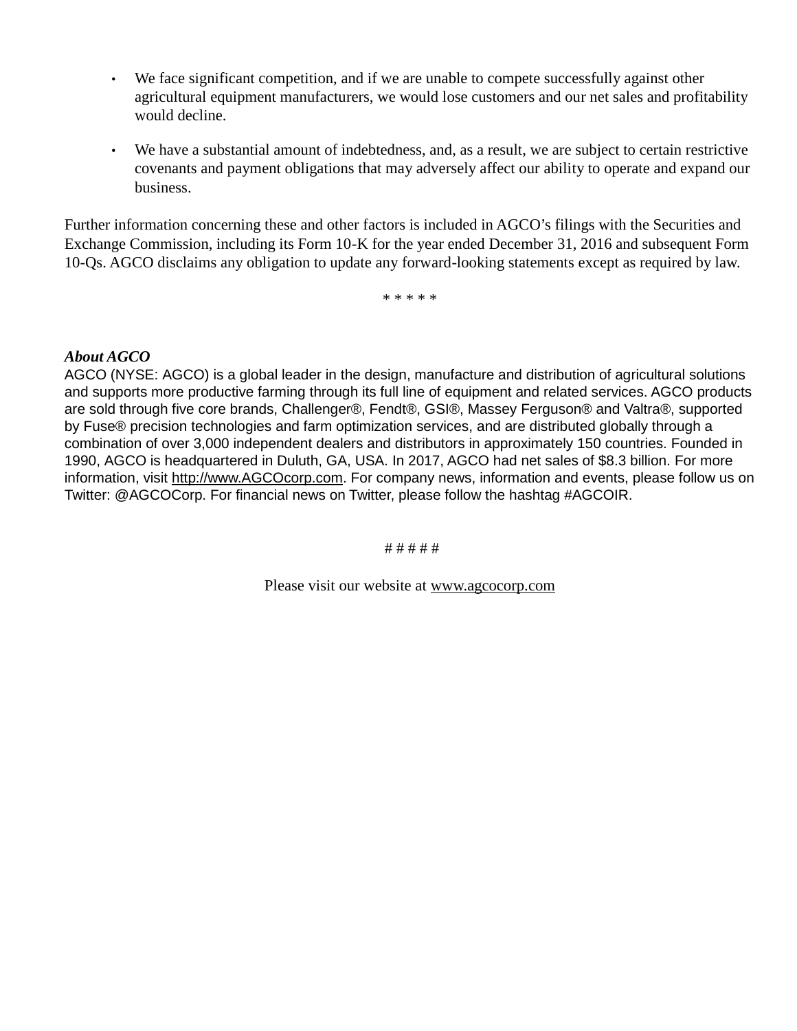- We face significant competition, and if we are unable to compete successfully against other agricultural equipment manufacturers, we would lose customers and our net sales and profitability would decline.
- We have a substantial amount of indebtedness, and, as a result, we are subject to certain restrictive covenants and payment obligations that may adversely affect our ability to operate and expand our business.

Further information concerning these and other factors is included in AGCO's filings with the Securities and Exchange Commission, including its Form 10-K for the year ended December 31, 2016 and subsequent Form 10-Qs. AGCO disclaims any obligation to update any forward-looking statements except as required by law.

* * * * *

***About AGCO***

AGCO (NYSE: AGCO) is a global leader in the design, manufacture and distribution of agricultural solutions and supports more productive farming through its full line of equipment and related services. AGCO products are sold through five core brands, Challenger®, Fendt®, GSI®, Massey Ferguson® and Valtra®, supported by Fuse® precision technologies and farm optimization services, and are distributed globally through a combination of over 3,000 independent dealers and distributors in approximately 150 countries. Founded in 1990, AGCO is headquartered in Duluth, GA, USA. In 2017, AGCO had net sales of $8.3 billion. For more information, visit http://www.AGCOcorp.com. For company news, information and events, please follow us on Twitter: @AGCOCorp. For financial news on Twitter, please follow the hashtag #AGCOIR.

# # # # #

Please visit our website at www.agcocorp.com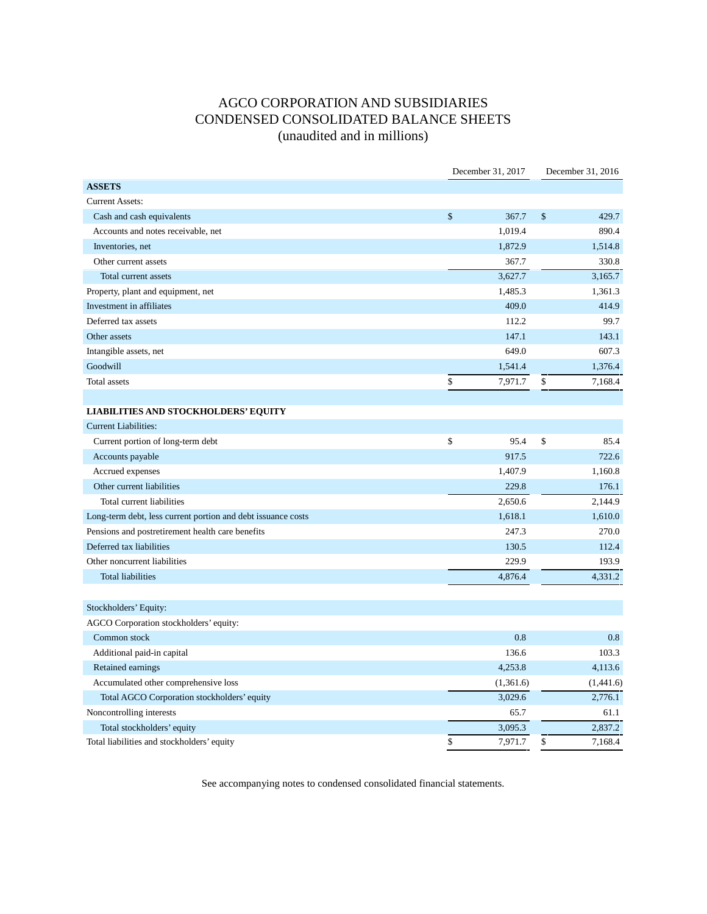# AGCO CORPORATION AND SUBSIDIARIES
## CONDENSED CONSOLIDATED BALANCE SHEETS
### (unaudited and in millions)

| | December 31, 2017 | December 31, 2016 |
|---|---|---|
| **ASSETS** | | |
| Current Assets: | | |
| Cash and cash equivalents | $ 367.7 | $ 429.7 |
| Accounts and notes receivable, net | 1,019.4 | 890.4 |
| Inventories, net | 1,872.9 | 1,514.8 |
| Other current assets | 367.7 | 330.8 |
| Total current assets | 3,627.7 | 3,165.7 |
| Property, plant and equipment, net | 1,485.3 | 1,361.3 |
| Investment in affiliates | 409.0 | 414.9 |
| Deferred tax assets | 112.2 | 99.7 |
| Other assets | 147.1 | 143.1 |
| Intangible assets, net | 649.0 | 607.3 |
| Goodwill | 1,541.4 | 1,376.4 |
| Total assets | $ 7,971.7 | $ 7,168.4 |
| | | |
| **LIABILITIES AND STOCKHOLDERS' EQUITY** | | |
| Current Liabilities: | | |
| Current portion of long-term debt | $ 95.4 | $ 85.4 |
| Accounts payable | 917.5 | 722.6 |
| Accrued expenses | 1,407.9 | 1,160.8 |
| Other current liabilities | 229.8 | 176.1 |
| Total current liabilities | 2,650.6 | 2,144.9 |
| Long-term debt, less current portion and debt issuance costs | 1,618.1 | 1,610.0 |
| Pensions and postretirement health care benefits | 247.3 | 270.0 |
| Deferred tax liabilities | 130.5 | 112.4 |
| Other noncurrent liabilities | 229.9 | 193.9 |
| Total liabilities | 4,876.4 | 4,331.2 |
| | | |
| Stockholders' Equity: | | |
| AGCO Corporation stockholders' equity: | | |
| Common stock | 0.8 | 0.8 |
| Additional paid-in capital | 136.6 | 103.3 |
| Retained earnings | 4,253.8 | 4,113.6 |
| Accumulated other comprehensive loss | (1,361.6) | (1,441.6) |
| Total AGCO Corporation stockholders' equity | 3,029.6 | 2,776.1 |
| Noncontrolling interests | 65.7 | 61.1 |
| Total stockholders' equity | 3,095.3 | 2,837.2 |
| Total liabilities and stockholders' equity | $ 7,971.7 | $ 7,168.4 |

See accompanying notes to condensed consolidated financial statements.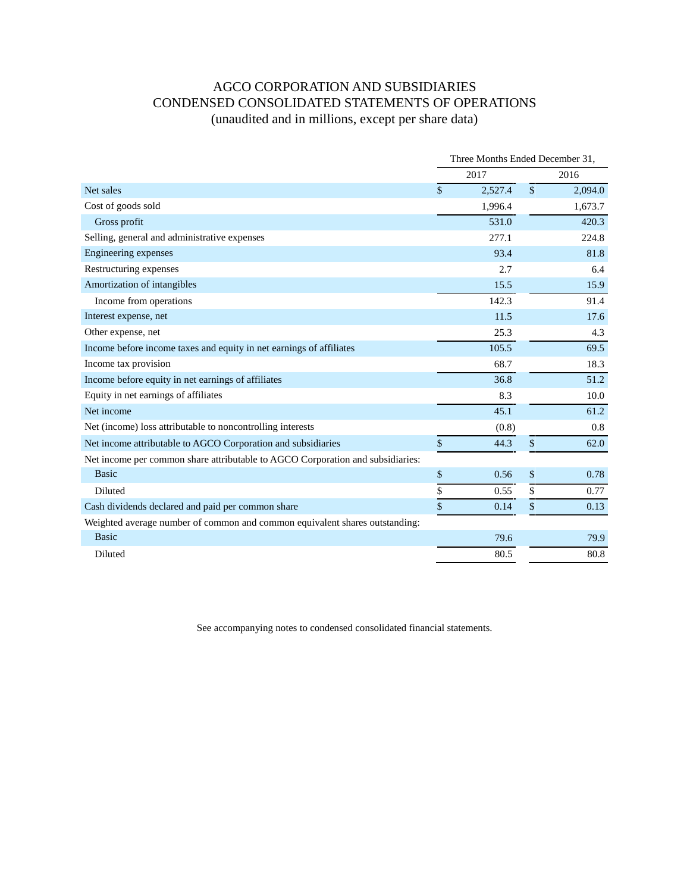# AGCO CORPORATION AND SUBSIDIARIES
# CONDENSED CONSOLIDATED STATEMENTS OF OPERATIONS
(unaudited and in millions, except per share data)

| | Three Months Ended December 31, | |
|---|---|---|
| | 2017 | 2016 |
| Net sales | $ 2,527.4 | $ 2,094.0 |
| Cost of goods sold | 1,996.4 | 1,673.7 |
| Gross profit | 531.0 | 420.3 |
| Selling, general and administrative expenses | 277.1 | 224.8 |
| Engineering expenses | 93.4 | 81.8 |
| Restructuring expenses | 2.7 | 6.4 |
| Amortization of intangibles | 15.5 | 15.9 |
| Income from operations | 142.3 | 91.4 |
| Interest expense, net | 11.5 | 17.6 |
| Other expense, net | 25.3 | 4.3 |
| Income before income taxes and equity in net earnings of affiliates | 105.5 | 69.5 |
| Income tax provision | 68.7 | 18.3 |
| Income before equity in net earnings of affiliates | 36.8 | 51.2 |
| Equity in net earnings of affiliates | 8.3 | 10.0 |
| Net income | 45.1 | 61.2 |
| Net (income) loss attributable to noncontrolling interests | (0.8) | 0.8 |
| Net income attributable to AGCO Corporation and subsidiaries | $ 44.3 | $ 62.0 |
| Net income per common share attributable to AGCO Corporation and subsidiaries: | | |
| Basic | $ 0.56 | $ 0.78 |
| Diluted | $ 0.55 | $ 0.77 |
| Cash dividends declared and paid per common share | $ 0.14 | $ 0.13 |
| Weighted average number of common and common equivalent shares outstanding: | | |
| Basic | 79.6 | 79.9 |
| Diluted | 80.5 | 80.8 |

See accompanying notes to condensed consolidated financial statements.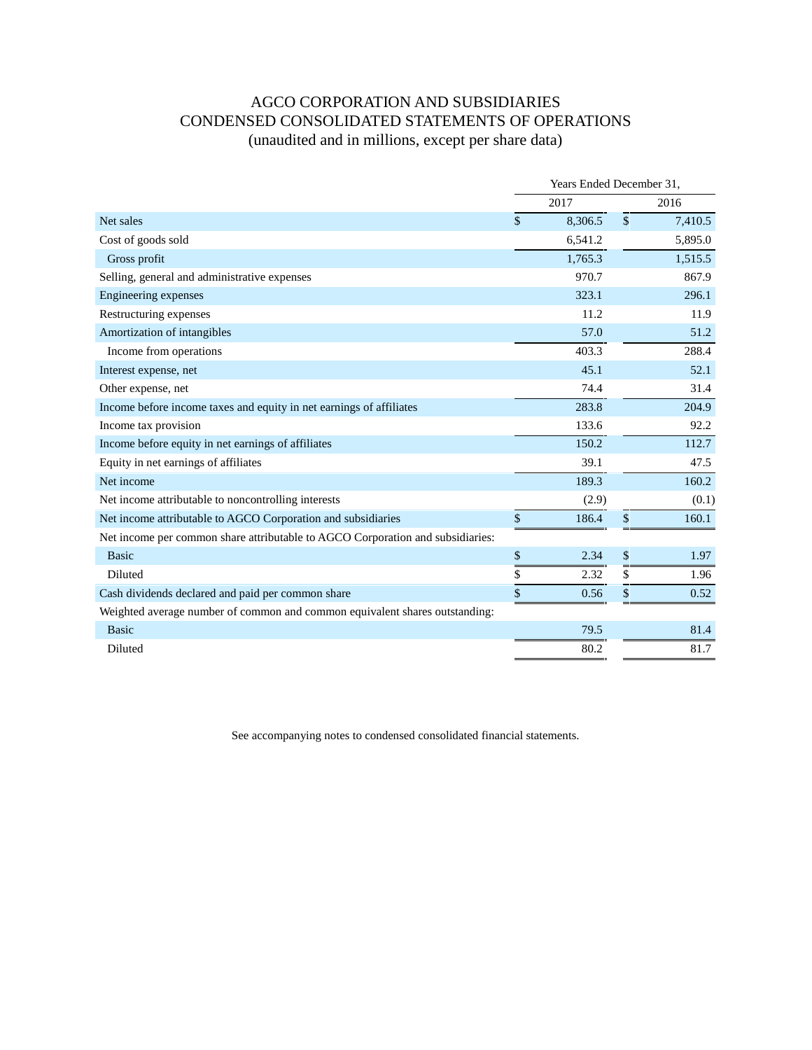# AGCO CORPORATION AND SUBSIDIARIES
## CONDENSED CONSOLIDATED STATEMENTS OF OPERATIONS
(unaudited and in millions, except per share data)

| | Years Ended December 31, | |
|---|---|---|
| | 2017 | 2016 |
| Net sales | $ 8,306.5 | $ 7,410.5 |
| Cost of goods sold | 6,541.2 | 5,895.0 |
| Gross profit | 1,765.3 | 1,515.5 |
| Selling, general and administrative expenses | 970.7 | 867.9 |
| Engineering expenses | 323.1 | 296.1 |
| Restructuring expenses | 11.2 | 11.9 |
| Amortization of intangibles | 57.0 | 51.2 |
| Income from operations | 403.3 | 288.4 |
| Interest expense, net | 45.1 | 52.1 |
| Other expense, net | 74.4 | 31.4 |
| Income before income taxes and equity in net earnings of affiliates | 283.8 | 204.9 |
| Income tax provision | 133.6 | 92.2 |
| Income before equity in net earnings of affiliates | 150.2 | 112.7 |
| Equity in net earnings of affiliates | 39.1 | 47.5 |
| Net income | 189.3 | 160.2 |
| Net income attributable to noncontrolling interests | (2.9) | (0.1) |
| Net income attributable to AGCO Corporation and subsidiaries | $ 186.4 | $ 160.1 |
| Net income per common share attributable to AGCO Corporation and subsidiaries: | | |
| Basic | $ 2.34 | $ 1.97 |
| Diluted | $ 2.32 | $ 1.96 |
| Cash dividends declared and paid per common share | $ 0.56 | $ 0.52 |
| Weighted average number of common and common equivalent shares outstanding: | | |
| Basic | 79.5 | 81.4 |
| Diluted | 80.2 | 81.7 |

See accompanying notes to condensed consolidated financial statements.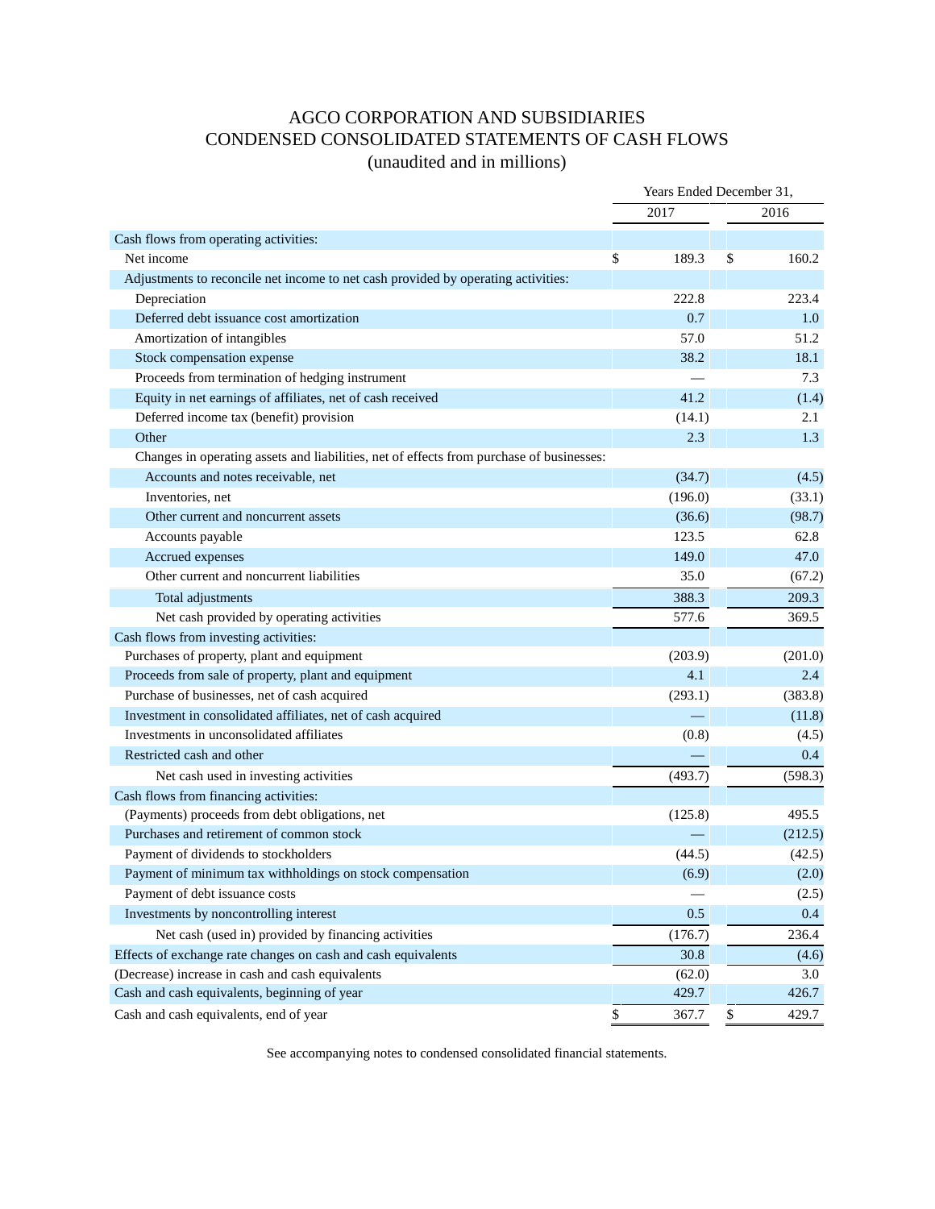# AGCO CORPORATION AND SUBSIDIARIES
# CONDENSED CONSOLIDATED STATEMENTS OF CASH FLOWS
## (unaudited and in millions)

| | Years Ended December 31, | |
|---|---|---|
| | 2017 | 2016 |
| Cash flows from operating activities: | | |
| Net income | $ 189.3 | $ 160.2 |
| Adjustments to reconcile net income to net cash provided by operating activities: | | |
| Depreciation | 222.8 | 223.4 |
| Deferred debt issuance cost amortization | 0.7 | 1.0 |
| Amortization of intangibles | 57.0 | 51.2 |
| Stock compensation expense | 38.2 | 18.1 |
| Proceeds from termination of hedging instrument | — | 7.3 |
| Equity in net earnings of affiliates, net of cash received | 41.2 | (1.4) |
| Deferred income tax (benefit) provision | (14.1) | 2.1 |
| Other | 2.3 | 1.3 |
| Changes in operating assets and liabilities, net of effects from purchase of businesses: | | |
| Accounts and notes receivable, net | (34.7) | (4.5) |
| Inventories, net | (196.0) | (33.1) |
| Other current and noncurrent assets | (36.6) | (98.7) |
| Accounts payable | 123.5 | 62.8 |
| Accrued expenses | 149.0 | 47.0 |
| Other current and noncurrent liabilities | 35.0 | (67.2) |
| Total adjustments | 388.3 | 209.3 |
| Net cash provided by operating activities | 577.6 | 369.5 |
| Cash flows from investing activities: | | |
| Purchases of property, plant and equipment | (203.9) | (201.0) |
| Proceeds from sale of property, plant and equipment | 4.1 | 2.4 |
| Purchase of businesses, net of cash acquired | (293.1) | (383.8) |
| Investment in consolidated affiliates, net of cash acquired | — | (11.8) |
| Investments in unconsolidated affiliates | (0.8) | (4.5) |
| Restricted cash and other | — | 0.4 |
| Net cash used in investing activities | (493.7) | (598.3) |
| Cash flows from financing activities: | | |
| (Payments) proceeds from debt obligations, net | (125.8) | 495.5 |
| Purchases and retirement of common stock | — | (212.5) |
| Payment of dividends to stockholders | (44.5) | (42.5) |
| Payment of minimum tax withholdings on stock compensation | (6.9) | (2.0) |
| Payment of debt issuance costs | — | (2.5) |
| Investments by noncontrolling interest | 0.5 | 0.4 |
| Net cash (used in) provided by financing activities | (176.7) | 236.4 |
| Effects of exchange rate changes on cash and cash equivalents | 30.8 | (4.6) |
| (Decrease) increase in cash and cash equivalents | (62.0) | 3.0 |
| Cash and cash equivalents, beginning of year | 429.7 | 426.7 |
| Cash and cash equivalents, end of year | $ 367.7 | $ 429.7 |

See accompanying notes to condensed consolidated financial statements.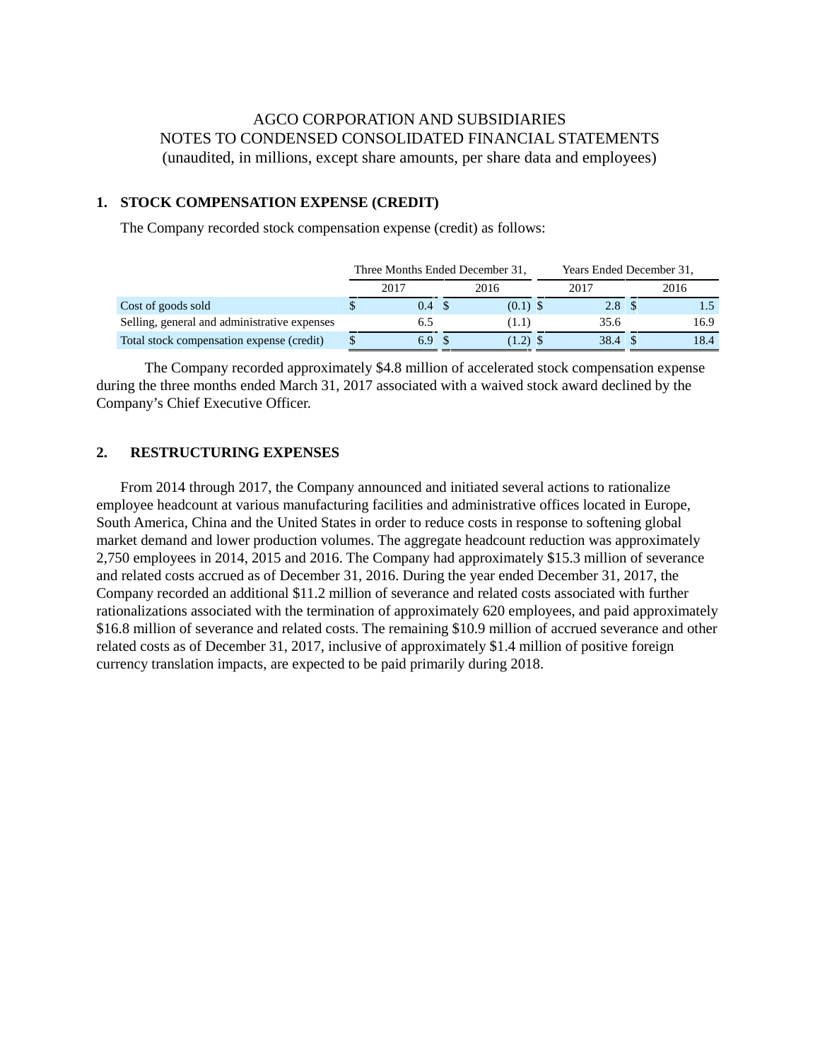AGCO CORPORATION AND SUBSIDIARIES
NOTES TO CONDENSED CONSOLIDATED FINANCIAL STATEMENTS
(unaudited, in millions, except share amounts, per share data and employees)

## 1. STOCK COMPENSATION EXPENSE (CREDIT)

The Company recorded stock compensation expense (credit) as follows:

| | Three Months Ended December 31, | | Years Ended December 31, | |
|---|---|---|---|---|
| | 2017 | 2016 | 2017 | 2016 |
| Cost of goods sold | $ 0.4 | $ (0.1) | $ 2.8 | $ 1.5 |
| Selling, general and administrative expenses | 6.5 | (1.1) | 35.6 | 16.9 |
| Total stock compensation expense (credit) | $ 6.9 | $ (1.2) | $ 38.4 | $ 18.4 |

The Company recorded approximately $4.8 million of accelerated stock compensation expense during the three months ended March 31, 2017 associated with a waived stock award declined by the Company's Chief Executive Officer.

## 2. RESTRUCTURING EXPENSES

From 2014 through 2017, the Company announced and initiated several actions to rationalize employee headcount at various manufacturing facilities and administrative offices located in Europe, South America, China and the United States in order to reduce costs in response to softening global market demand and lower production volumes. The aggregate headcount reduction was approximately 2,750 employees in 2014, 2015 and 2016. The Company had approximately $15.3 million of severance and related costs accrued as of December 31, 2016. During the year ended December 31, 2017, the Company recorded an additional $11.2 million of severance and related costs associated with further rationalizations associated with the termination of approximately 620 employees, and paid approximately $16.8 million of severance and related costs. The remaining $10.9 million of accrued severance and other related costs as of December 31, 2017, inclusive of approximately $1.4 million of positive foreign currency translation impacts, are expected to be paid primarily during 2018.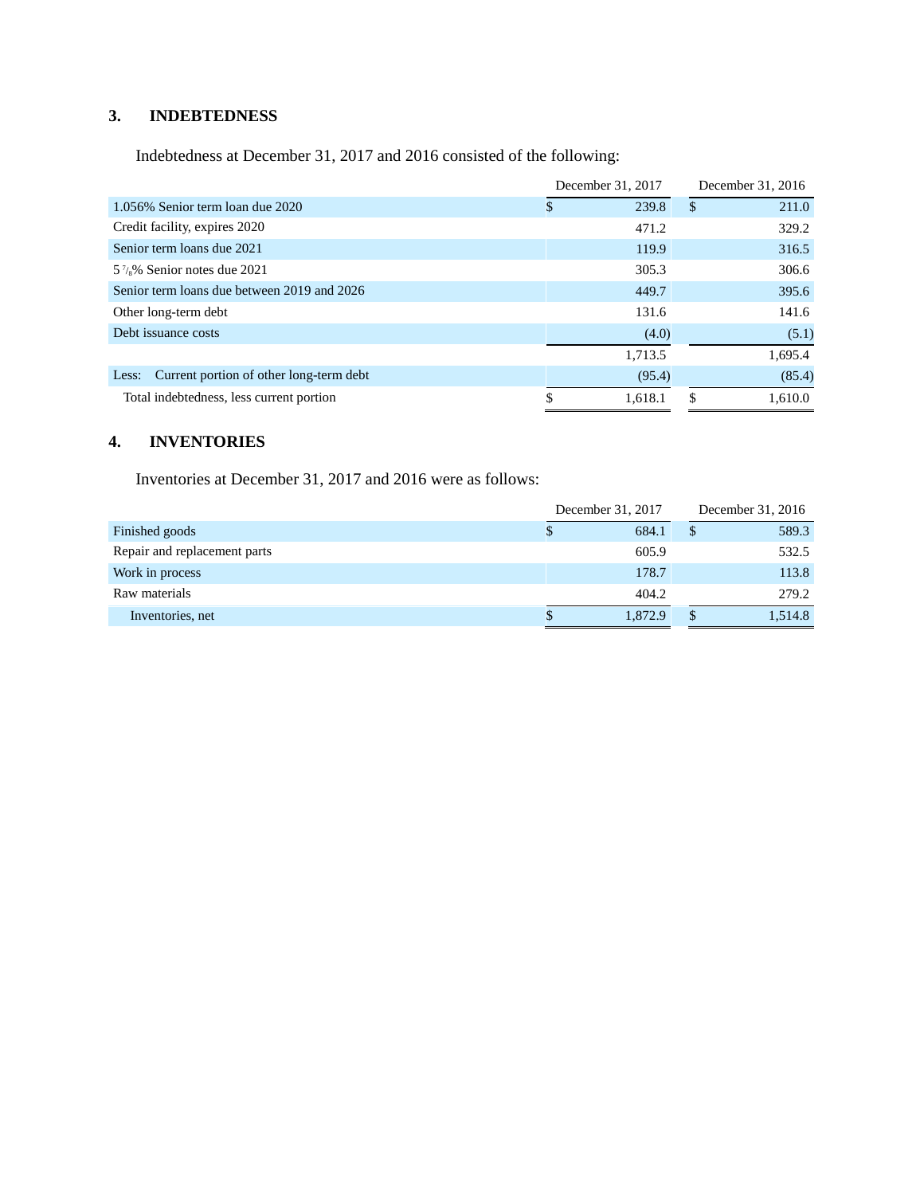## 3. INDEBTEDNESS

Indebtedness at December 31, 2017 and 2016 consisted of the following:

| | December 31, 2017 | December 31, 2016 |
|---|---|---|
| 1.056% Senior term loan due 2020 | $ 239.8 | $ 211.0 |
| Credit facility, expires 2020 | 471.2 | 329.2 |
| Senior term loans due 2021 | 119.9 | 316.5 |
| 5 7/8% Senior notes due 2021 | 305.3 | 306.6 |
| Senior term loans due between 2019 and 2026 | 449.7 | 395.6 |
| Other long-term debt | 131.6 | 141.6 |
| Debt issuance costs | (4.0) | (5.1) |
| | 1,713.5 | 1,695.4 |
| Less: Current portion of other long-term debt | (95.4) | (85.4) |
| Total indebtedness, less current portion | $ 1,618.1 | $ 1,610.0 |

## 4. INVENTORIES

Inventories at December 31, 2017 and 2016 were as follows:

| | December 31, 2017 | December 31, 2016 |
|---|---|---|
| Finished goods | $ 684.1 | $ 589.3 |
| Repair and replacement parts | 605.9 | 532.5 |
| Work in process | 178.7 | 113.8 |
| Raw materials | 404.2 | 279.2 |
| Inventories, net | $ 1,872.9 | $ 1,514.8 |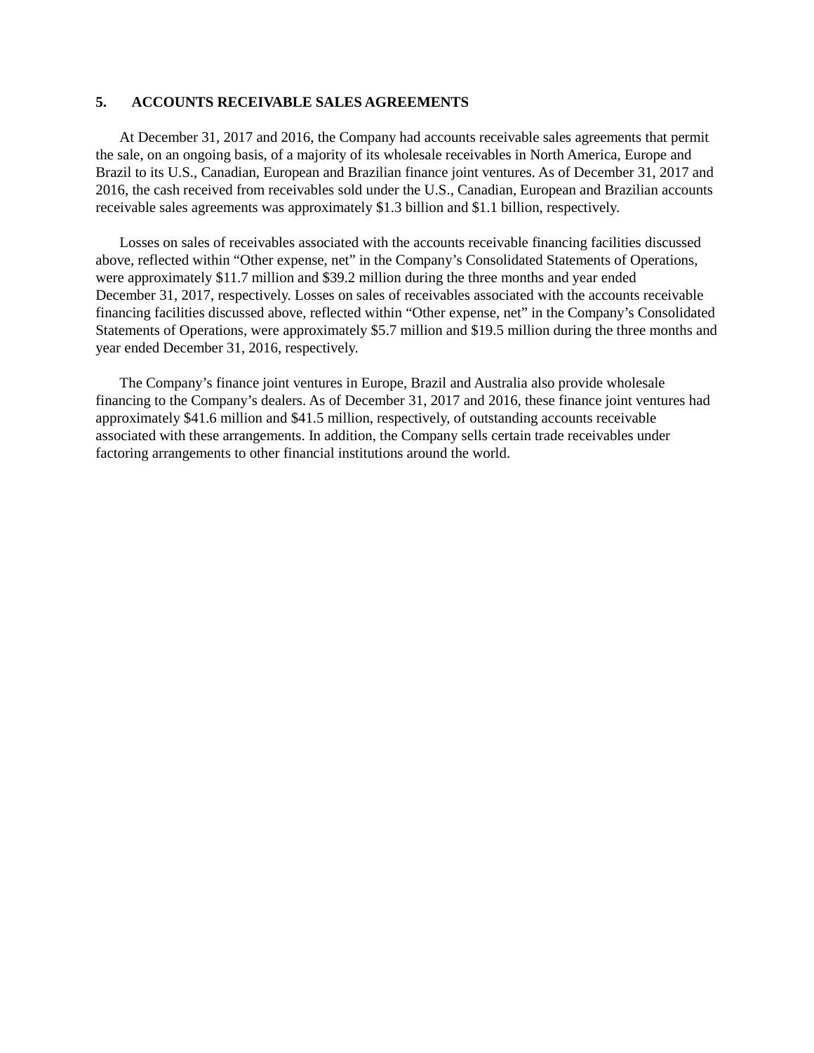## 5. ACCOUNTS RECEIVABLE SALES AGREEMENTS

At December 31, 2017 and 2016, the Company had accounts receivable sales agreements that permit the sale, on an ongoing basis, of a majority of its wholesale receivables in North America, Europe and Brazil to its U.S., Canadian, European and Brazilian finance joint ventures. As of December 31, 2017 and 2016, the cash received from receivables sold under the U.S., Canadian, European and Brazilian accounts receivable sales agreements was approximately $1.3 billion and $1.1 billion, respectively.

Losses on sales of receivables associated with the accounts receivable financing facilities discussed above, reflected within "Other expense, net" in the Company's Consolidated Statements of Operations, were approximately $11.7 million and $39.2 million during the three months and year ended December 31, 2017, respectively. Losses on sales of receivables associated with the accounts receivable financing facilities discussed above, reflected within "Other expense, net" in the Company's Consolidated Statements of Operations, were approximately $5.7 million and $19.5 million during the three months and year ended December 31, 2016, respectively.

The Company's finance joint ventures in Europe, Brazil and Australia also provide wholesale financing to the Company's dealers. As of December 31, 2017 and 2016, these finance joint ventures had approximately $41.6 million and $41.5 million, respectively, of outstanding accounts receivable associated with these arrangements. In addition, the Company sells certain trade receivables under factoring arrangements to other financial institutions around the world.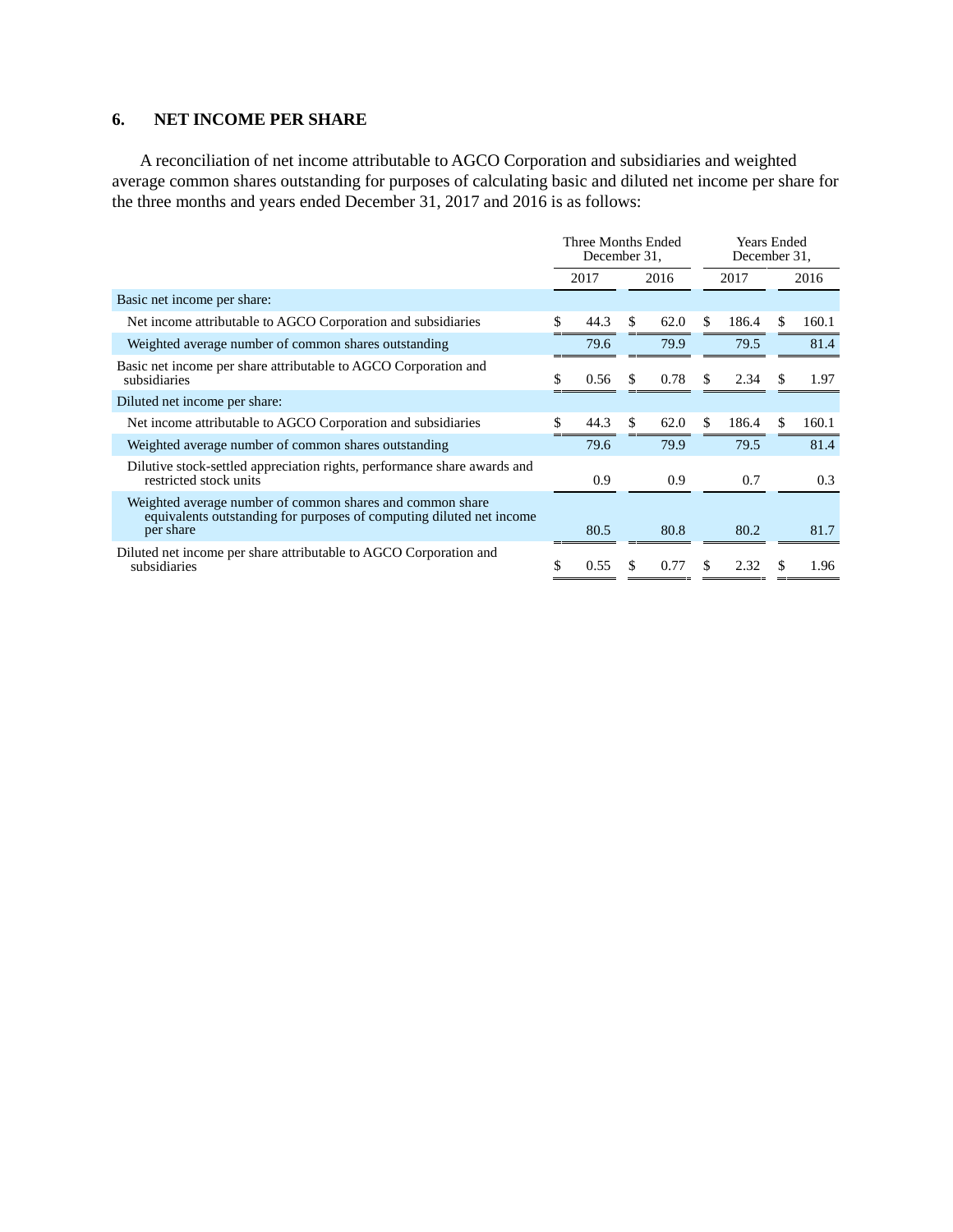## 6. NET INCOME PER SHARE

A reconciliation of net income attributable to AGCO Corporation and subsidiaries and weighted average common shares outstanding for purposes of calculating basic and diluted net income per share for the three months and years ended December 31, 2017 and 2016 is as follows:

| | Three Months Ended December 31, | | Years Ended December 31, | |
|---|---|---|---|---|
| | 2017 | 2016 | 2017 | 2016 |
| Basic net income per share: | | | | |
| Net income attributable to AGCO Corporation and subsidiaries | $ 44.3 | $ 62.0 | $ 186.4 | $ 160.1 |
| Weighted average number of common shares outstanding | 79.6 | 79.9 | 79.5 | 81.4 |
| Basic net income per share attributable to AGCO Corporation and subsidiaries | $ 0.56 | $ 0.78 | $ 2.34 | $ 1.97 |
| Diluted net income per share: | | | | |
| Net income attributable to AGCO Corporation and subsidiaries | $ 44.3 | $ 62.0 | $ 186.4 | $ 160.1 |
| Weighted average number of common shares outstanding | 79.6 | 79.9 | 79.5 | 81.4 |
| Dilutive stock-settled appreciation rights, performance share awards and restricted stock units | 0.9 | 0.9 | 0.7 | 0.3 |
| Weighted average number of common shares and common share equivalents outstanding for purposes of computing diluted net income per share | 80.5 | 80.8 | 80.2 | 81.7 |
| Diluted net income per share attributable to AGCO Corporation and subsidiaries | $ 0.55 | $ 0.77 | $ 2.32 | $ 1.96 |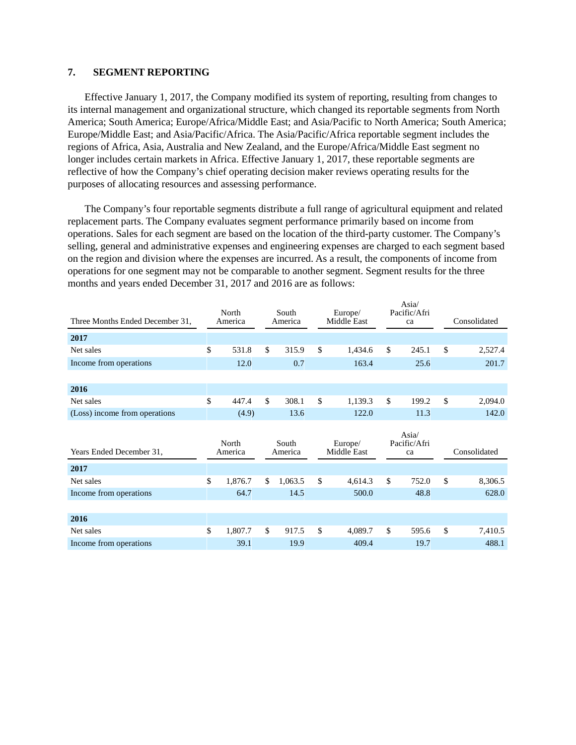### 7. SEGMENT REPORTING

Effective January 1, 2017, the Company modified its system of reporting, resulting from changes to its internal management and organizational structure, which changed its reportable segments from North America; South America; Europe/Africa/Middle East; and Asia/Pacific to North America; South America; Europe/Middle East; and Asia/Pacific/Africa. The Asia/Pacific/Africa reportable segment includes the regions of Africa, Asia, Australia and New Zealand, and the Europe/Africa/Middle East segment no longer includes certain markets in Africa. Effective January 1, 2017, these reportable segments are reflective of how the Company's chief operating decision maker reviews operating results for the purposes of allocating resources and assessing performance.

The Company's four reportable segments distribute a full range of agricultural equipment and related replacement parts. The Company evaluates segment performance primarily based on income from operations. Sales for each segment are based on the location of the third-party customer. The Company's selling, general and administrative expenses and engineering expenses are charged to each segment based on the region and division where the expenses are incurred. As a result, the components of income from operations for one segment may not be comparable to another segment. Segment results for the three months and years ended December 31, 2017 and 2016 are as follows:

| Three Months Ended December 31, | North America | South America | Europe/ Middle East | Asia/ Pacific/Africa | Consolidated |
|---|---|---|---|---|---|
| **2017** | | | | | |
| Net sales | $ 531.8 | $ 315.9 | $ 1,434.6 | $ 245.1 | $ 2,527.4 |
| Income from operations | 12.0 | 0.7 | 163.4 | 25.6 | 201.7 |
| | | | | | |
| **2016** | | | | | |
| Net sales | $ 447.4 | $ 308.1 | $ 1,139.3 | $ 199.2 | $ 2,094.0 |
| (Loss) income from operations | (4.9) | 13.6 | 122.0 | 11.3 | 142.0 |

| Years Ended December 31, | North America | South America | Europe/ Middle East | Asia/ Pacific/Africa | Consolidated |
|---|---|---|---|---|---|
| **2017** | | | | | |
| Net sales | $ 1,876.7 | $ 1,063.5 | $ 4,614.3 | $ 752.0 | $ 8,306.5 |
| Income from operations | 64.7 | 14.5 | 500.0 | 48.8 | 628.0 |
| | | | | | |
| **2016** | | | | | |
| Net sales | $ 1,807.7 | $ 917.5 | $ 4,089.7 | $ 595.6 | $ 7,410.5 |
| Income from operations | 39.1 | 19.9 | 409.4 | 19.7 | 488.1 |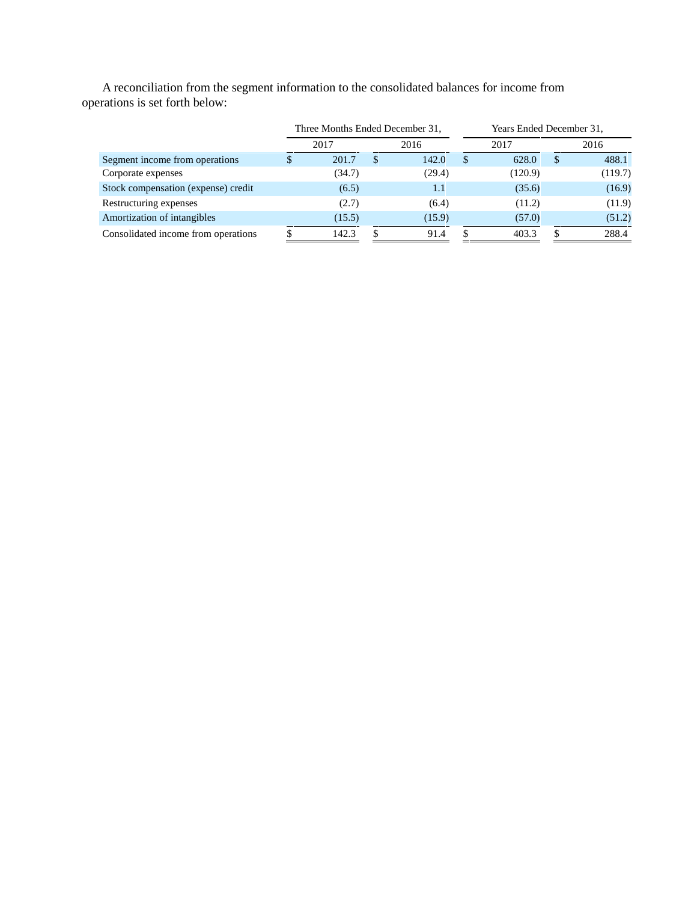A reconciliation from the segment information to the consolidated balances for income from operations is set forth below:

| | Three Months Ended December 31, | | Years Ended December 31, | |
|---|---|---|---|---|
| | 2017 | 2016 | 2017 | 2016 |
| Segment income from operations | $ 201.7 | $ 142.0 | $ 628.0 | $ 488.1 |
| Corporate expenses | (34.7) | (29.4) | (120.9) | (119.7) |
| Stock compensation (expense) credit | (6.5) | 1.1 | (35.6) | (16.9) |
| Restructuring expenses | (2.7) | (6.4) | (11.2) | (11.9) |
| Amortization of intangibles | (15.5) | (15.9) | (57.0) | (51.2) |
| Consolidated income from operations | $ 142.3 | $ 91.4 | $ 403.3 | $ 288.4 |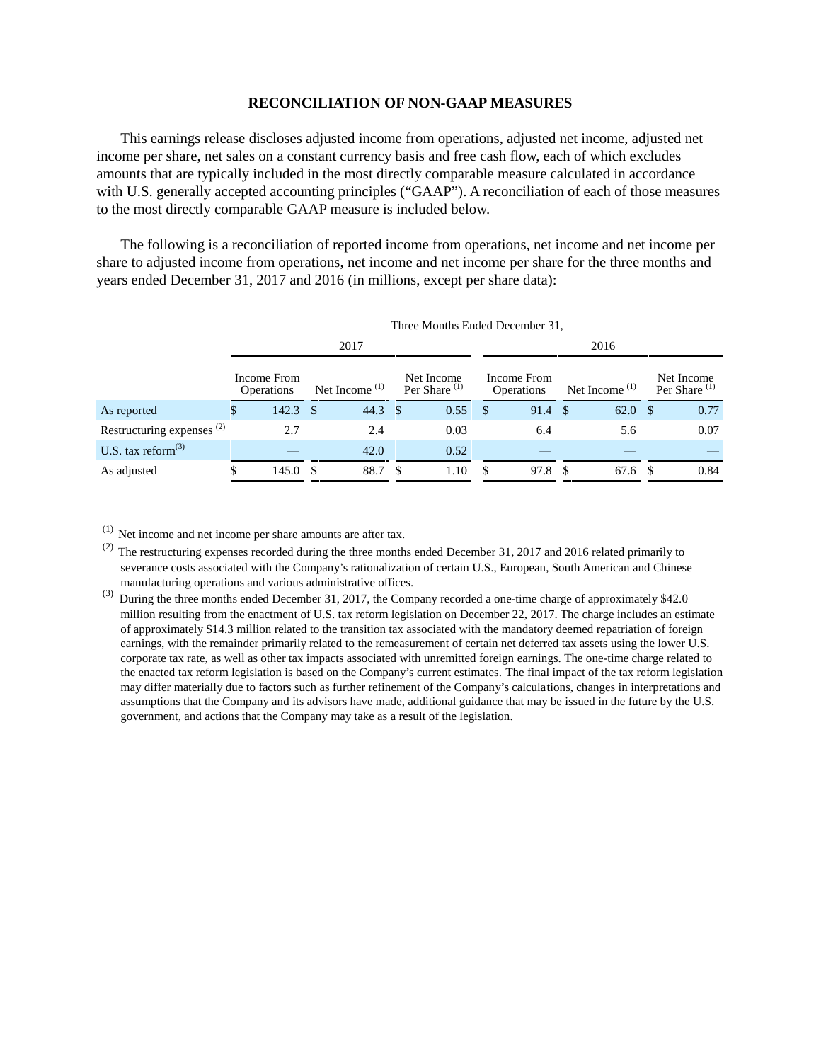## RECONCILIATION OF NON-GAAP MEASURES

This earnings release discloses adjusted income from operations, adjusted net income, adjusted net income per share, net sales on a constant currency basis and free cash flow, each of which excludes amounts that are typically included in the most directly comparable measure calculated in accordance with U.S. generally accepted accounting principles ("GAAP"). A reconciliation of each of those measures to the most directly comparable GAAP measure is included below.

The following is a reconciliation of reported income from operations, net income and net income per share to adjusted income from operations, net income and net income per share for the three months and years ended December 31, 2017 and 2016 (in millions, except per share data):

| | Three Months Ended December 31, | | | | | |
|---|---|---|---|---|---|---|
| | 2017 | | | 2016 | | |
| | Income From Operations | Net Income [1] | Net Income Per Share [1] | Income From Operations | Net Income [1] | Net Income Per Share [1] |
| As reported | $ 142.3 | $ 44.3 | $ 0.55 | $ 91.4 | $ 62.0 | $ 0.77 |
| Restructuring expenses [2] | 2.7 | 2.4 | 0.03 | 6.4 | 5.6 | 0.07 |
| U.S. tax reform[3] | — | 42.0 | 0.52 | — | — | — |
| As adjusted | $ 145.0 | $ 88.7 | $ 1.10 | $ 97.8 | $ 67.6 | $ 0.84 |

[1] Net income and net income per share amounts are after tax.

[2] The restructuring expenses recorded during the three months ended December 31, 2017 and 2016 related primarily to severance costs associated with the Company's rationalization of certain U.S., European, South American and Chinese manufacturing operations and various administrative offices.

[3] During the three months ended December 31, 2017, the Company recorded a one-time charge of approximately $42.0 million resulting from the enactment of U.S. tax reform legislation on December 22, 2017. The charge includes an estimate of approximately $14.3 million related to the transition tax associated with the mandatory deemed repatriation of foreign earnings, with the remainder primarily related to the remeasurement of certain net deferred tax assets using the lower U.S. corporate tax rate, as well as other tax impacts associated with unremitted foreign earnings. The one-time charge related to the enacted tax reform legislation is based on the Company's current estimates. The final impact of the tax reform legislation may differ materially due to factors such as further refinement of the Company's calculations, changes in interpretations and assumptions that the Company and its advisors have made, additional guidance that may be issued in the future by the U.S. government, and actions that the Company may take as a result of the legislation.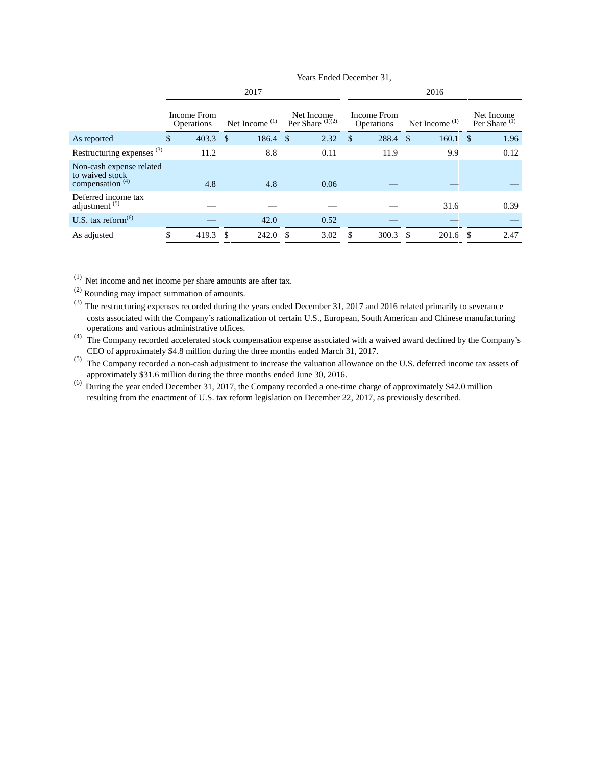| | Years Ended December 31, | | | | | |
|---|---|---|---|---|---|---|
| | 2017 | | | 2016 | | |
| | Income From Operations | Net Income [(1)] | Net Income Per Share [(1)(2)] | Income From Operations | Net Income [(1)] | Net Income Per Share [(1)] |
| As reported | $ 403.3 | $ 186.4 | $ 2.32 | $ 288.4 | $ 160.1 | $ 1.96 |
| Restructuring expenses [(3)] | 11.2 | 8.8 | 0.11 | 11.9 | 9.9 | 0.12 |
| Non-cash expense related to waived stock compensation [(4)] | 4.8 | 4.8 | 0.06 | — | — | — |
| Deferred income tax adjustment [(5)] | — | — | — | — | 31.6 | 0.39 |
| U.S. tax reform[(6)] | — | 42.0 | 0.52 | — | — | — |
| As adjusted | $ 419.3 | $ 242.0 | $ 3.02 | $ 300.3 | $ 201.6 | $ 2.47 |

(1) Net income and net income per share amounts are after tax.

(2) Rounding may impact summation of amounts.

(3) The restructuring expenses recorded during the years ended December 31, 2017 and 2016 related primarily to severance costs associated with the Company's rationalization of certain U.S., European, South American and Chinese manufacturing operations and various administrative offices.

(4) The Company recorded accelerated stock compensation expense associated with a waived award declined by the Company's CEO of approximately $4.8 million during the three months ended March 31, 2017.

(5) The Company recorded a non-cash adjustment to increase the valuation allowance on the U.S. deferred income tax assets of approximately $31.6 million during the three months ended June 30, 2016.

(6) During the year ended December 31, 2017, the Company recorded a one-time charge of approximately $42.0 million resulting from the enactment of U.S. tax reform legislation on December 22, 2017, as previously described.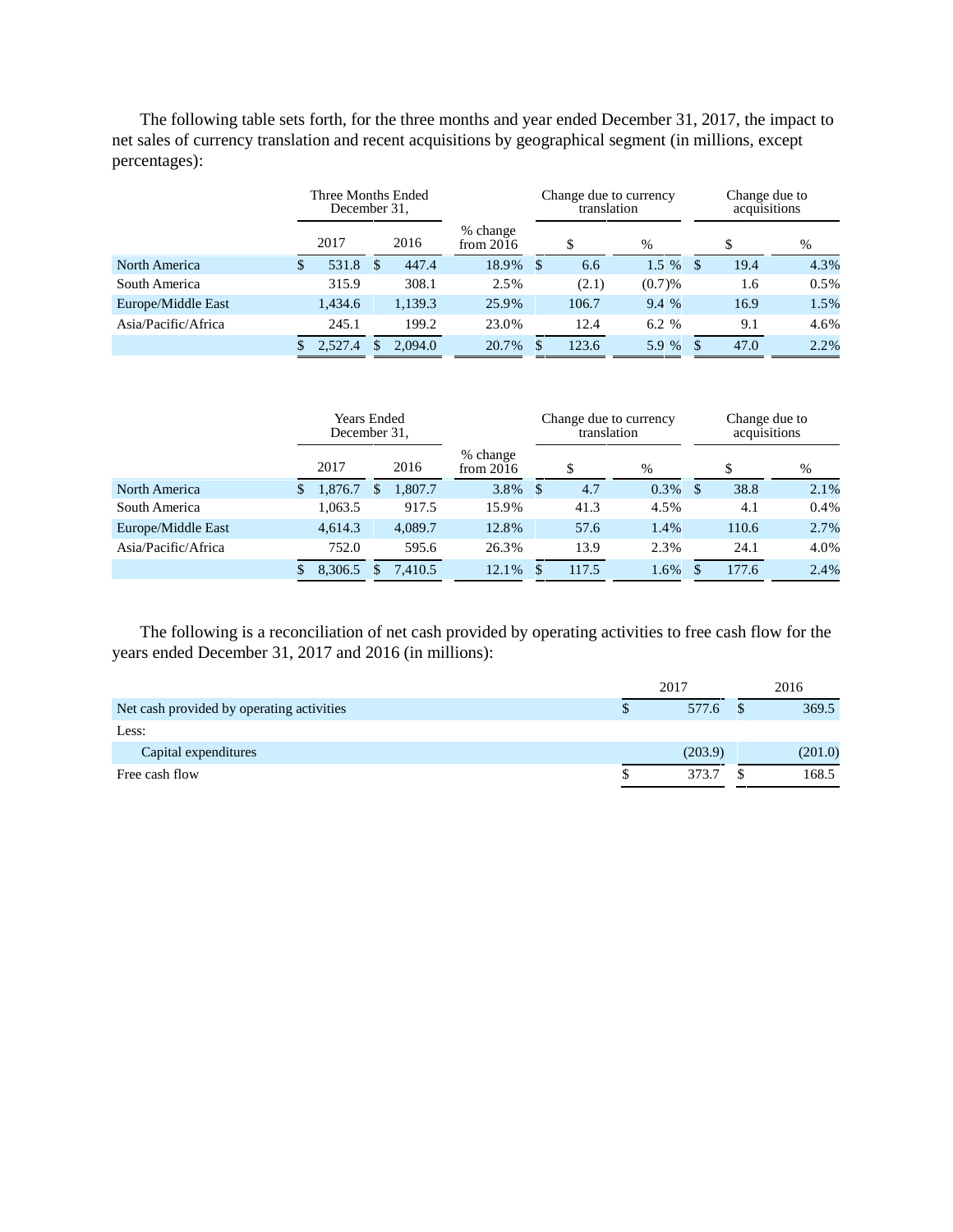The following table sets forth, for the three months and year ended December 31, 2017, the impact to net sales of currency translation and recent acquisitions by geographical segment (in millions, except percentages):

| | Three Months Ended December 31, | | | Change due to currency translation | | Change due to acquisitions | |
|---|---|---|---|---|---|---|---|
| | 2017 | 2016 | % change from 2016 | $ | % | $ | % |
| North America | $ 531.8 | $ 447.4 | 18.9% | $ 6.6 | 1.5 % | $ 19.4 | 4.3% |
| South America | 315.9 | 308.1 | 2.5% | (2.1) | (0.7)% | 1.6 | 0.5% |
| Europe/Middle East | 1,434.6 | 1,139.3 | 25.9% | 106.7 | 9.4 % | 16.9 | 1.5% |
| Asia/Pacific/Africa | 245.1 | 199.2 | 23.0% | 12.4 | 6.2 % | 9.1 | 4.6% |
| | $ 2,527.4 | $ 2,094.0 | 20.7% | $ 123.6 | 5.9 % | $ 47.0 | 2.2% |

| | Years Ended December 31, | | | Change due to currency translation | | Change due to acquisitions | |
|---|---|---|---|---|---|---|---|
| | 2017 | 2016 | % change from 2016 | $ | % | $ | % |
| North America | $ 1,876.7 | $ 1,807.7 | 3.8% | $ 4.7 | 0.3% | $ 38.8 | 2.1% |
| South America | 1,063.5 | 917.5 | 15.9% | 41.3 | 4.5% | 4.1 | 0.4% |
| Europe/Middle East | 4,614.3 | 4,089.7 | 12.8% | 57.6 | 1.4% | 110.6 | 2.7% |
| Asia/Pacific/Africa | 752.0 | 595.6 | 26.3% | 13.9 | 2.3% | 24.1 | 4.0% |
| | $ 8,306.5 | $ 7,410.5 | 12.1% | $ 117.5 | 1.6% | $ 177.6 | 2.4% |

The following is a reconciliation of net cash provided by operating activities to free cash flow for the years ended December 31, 2017 and 2016 (in millions):

| | 2017 | 2016 |
|---|---|---|
| Net cash provided by operating activities | $ 577.6 | $ 369.5 |
| Less: | | |
| Capital expenditures | (203.9) | (201.0) |
| Free cash flow | $ 373.7 | $ 168.5 |